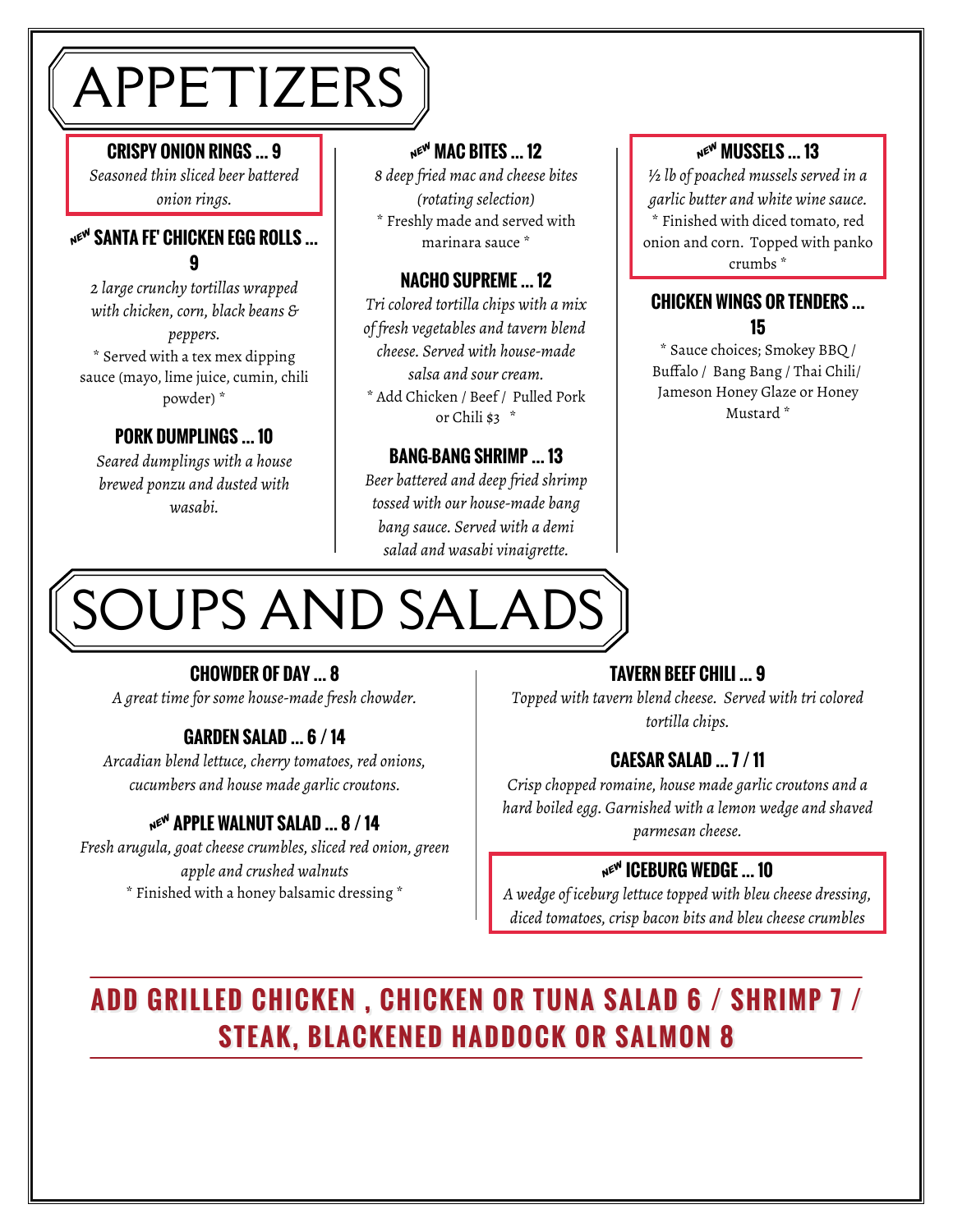# APPETIZERS

### CRISPY ONION RINGS ... 9

*Seasoned thin sliced beer battered onion rings.*

### NEW SANTA FE' CHICKEN EGG ROLLS ... 9

*2 large crunchy tortillas wrapped with chicken, corn, black beans & peppers.*

* Served with a tex mex dipping sauce (mayo, lime juice, cumin, chili powder) *

### PORK DUMPLINGS ... 10

*Seared dumplings with a house brewed ponzu and dusted with wasabi.*

### NEW MAC BITES ... 12

*8 deep fried mac and cheese bites (rotating selection)*

* Freshly made and served with marinara sauce *

### NACHO SUPREME ... 12

*Tri colored tortilla chips with a mix of fresh vegetables and tavern blend cheese. Served with house-made salsa and sour cream.*

* Add Chicken / Beef / Pulled Pork or Chili $3 *

### BANG-BANG SHRIMP ... 13

*Beer battered and deep fried shrimp tossed with our house-made bang bang sauce. Served with a demi salad and wasabi vinaigrette.*

### NEW MUSSELS ... 13

*½ lb of poached mussels served in a garlic butter and white wine sauce.*

* Finished with diced tomato, red onion and corn. Topped with panko crumbs *

### CHICKEN WINGS OR TENDERS ... 15

* Sauce choices; Smokey BBQ / Buffalo / Bang Bang / Thai Chili/ Jameson Honey Glaze or Honey Mustard *

# SOUPS AND SALADS

### CHOWDER OF DAY ... 8

*A great time for some house-made fresh chowder.*

### GARDEN SALAD ... 6 / 14

*Arcadian blend lettuce, cherry tomatoes, red onions, cucumbers and house made garlic croutons.*

### NEW APPLE WALNUT SALAD ... 8 / 14

*Fresh arugula, goat cheese crumbles, sliced red onion, green apple and crushed walnuts*

* Finished with a honey balsamic dressing *

### TAVERN BEEF CHILI ... 9

*Topped with tavern blend cheese. Served with tri colored tortilla chips.*

### CAESAR SALAD ... 7 / 11

*Crisp chopped romaine, house made garlic croutons and a hard boiled egg. Garnished with a lemon wedge and shaved parmesan cheese.*

### NEW ICEBURG WEDGE ... 10

*A wedge of iceburg lettuce topped with bleu cheese dressing, diced tomatoes, crisp bacon bits and bleu cheese crumbles*

## ADD GRILLED CHICKEN , CHICKEN OR TUNA SALAD 6 / SHRIMP 7 / STEAK, BLACKENED HADDOCK OR SALMON 8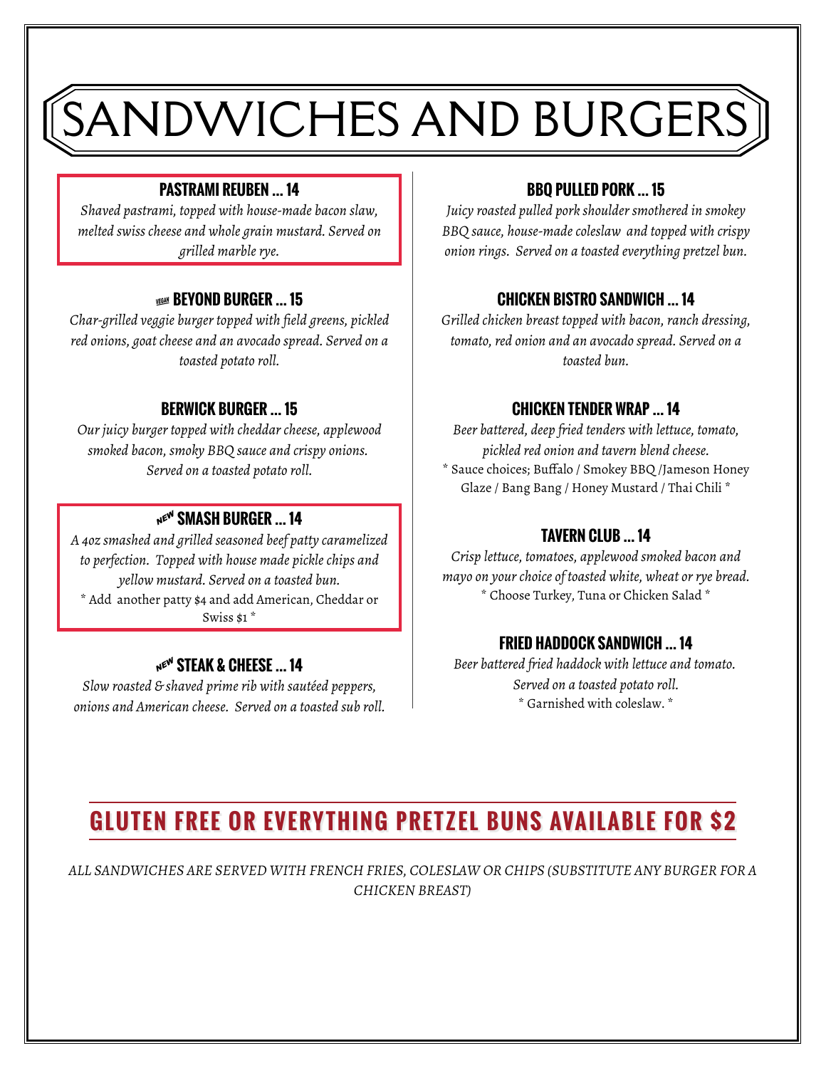# SANDWICHES AND BURGERS

### PASTRAMI REUBEN ... 14

*Shaved pastrami, topped with house-made bacon slaw, melted swiss cheese and whole grain mustard. Served on grilled marble rye.*

### VEGAN BEYOND BURGER ... 15

*Char-grilled veggie burger topped with field greens, pickled red onions, goat cheese and an avocado spread. Served on a toasted potato roll.*

### BERWICK BURGER ... 15

*Our juicy burger topped with cheddar cheese, applewood smoked bacon, smoky BBQ sauce and crispy onions. Served on a toasted potato roll.*

### NEW SMASH BURGER ... 14

*A 4oz smashed and grilled seasoned beef patty caramelized to perfection. Topped with house made pickle chips and yellow mustard. Served on a toasted bun.*

* Add another patty $4 and add American, Cheddar or Swiss $1 *

### NEW STEAK & CHEESE ... 14

*Slow roasted & shaved prime rib with sautéed peppers, onions and American cheese. Served on a toasted sub roll.*

### BBQ PULLED PORK ... 15

*Juicy roasted pulled pork shoulder smothered in smokey BBQ sauce, house-made coleslaw and topped with crispy onion rings. Served on a toasted everything pretzel bun.*

### CHICKEN BISTRO SANDWICH ... 14

*Grilled chicken breast topped with bacon, ranch dressing, tomato, red onion and an avocado spread. Served on a toasted bun.*

### CHICKEN TENDER WRAP ... 14

*Beer battered, deep fried tenders with lettuce, tomato, pickled red onion and tavern blend cheese.*

* Sauce choices; Buffalo / Smokey BBQ /Jameson Honey Glaze / Bang Bang / Honey Mustard / Thai Chili *

### TAVERN CLUB ... 14

*Crisp lettuce, tomatoes, applewood smoked bacon and mayo on your choice of toasted white, wheat or rye bread.*

* Choose Turkey, Tuna or Chicken Salad *

### FRIED HADDOCK SANDWICH ... 14

*Beer battered fried haddock with lettuce and tomato. Served on a toasted potato roll.*

* Garnished with coleslaw. *

## GLUTEN FREE OR EVERYTHING PRETZEL BUNS AVAILABLE FOR $2

*ALL SANDWICHES ARE SERVED WITH FRENCH FRIES, COLESLAW OR CHIPS (SUBSTITUTE ANY BURGER FOR A CHICKEN BREAST)*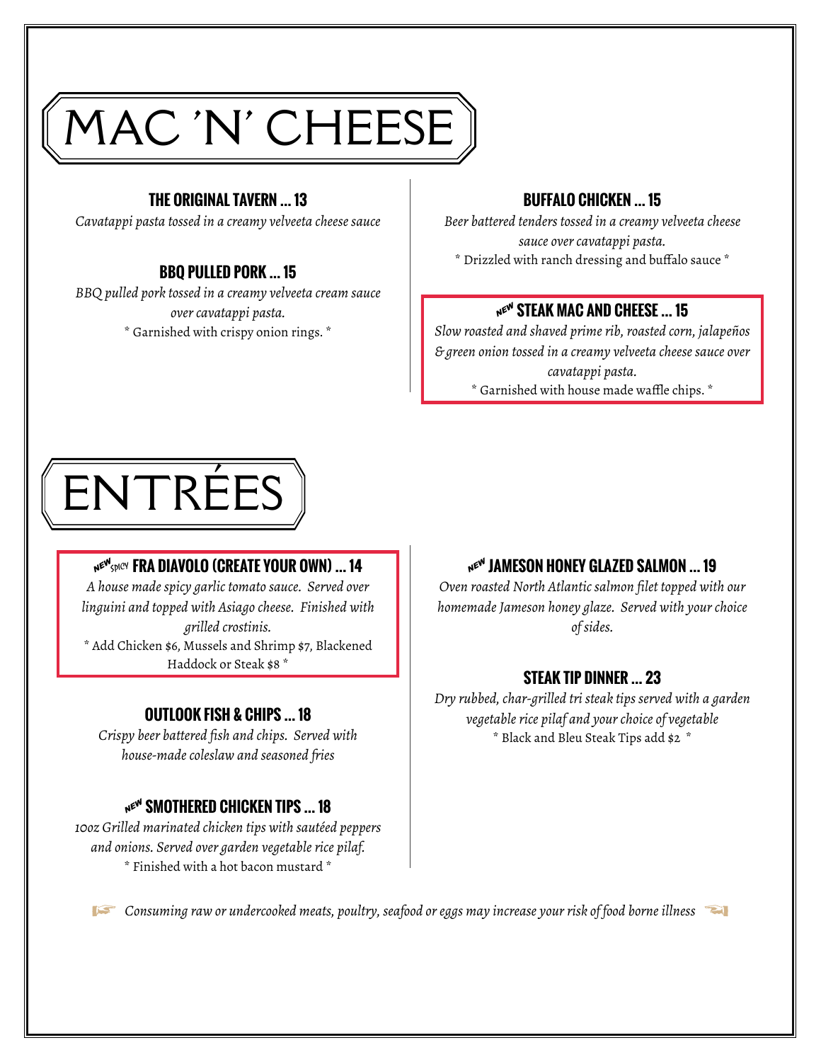# MAC 'N' CHEESE

### THE ORIGINAL TAVERN ... 13

*Cavatappi pasta tossed in a creamy velveeta cheese sauce*

### BBQ PULLED PORK ... 15

*BBQ pulled pork tossed in a creamy velveeta cream sauce over cavatappi pasta.*

* Garnished with crispy onion rings. *

### BUFFALO CHICKEN ... 15

*Beer battered tenders tossed in a creamy velveeta cheese sauce over cavatappi pasta.*

* Drizzled with ranch dressing and buffalo sauce *

### NEW STEAK MAC AND CHEESE ... 15

*Slow roasted and shaved prime rib, roasted corn, jalapeños & green onion tossed in a creamy velveeta cheese sauce over cavatappi pasta.*

* Garnished with house made waffle chips. *

# ENTRÉES

### NEW SPICY FRA DIAVOLO (CREATE YOUR OWN) ... 14

*A house made spicy garlic tomato sauce. Served over linguini and topped with Asiago cheese. Finished with grilled crostinis.*

* Add Chicken $6, Mussels and Shrimp $7, Blackened Haddock or Steak $8 *

### OUTLOOK FISH & CHIPS ... 18

*Crispy beer battered fish and chips. Served with house-made coleslaw and seasoned fries*

### NEW SMOTHERED CHICKEN TIPS ... 18

*10oz Grilled marinated chicken tips with sautéed peppers and onions. Served over garden vegetable rice pilaf.*

* Finished with a hot bacon mustard *

### NEW JAMESON HONEY GLAZED SALMON ... 19

*Oven roasted North Atlantic salmon filet topped with our homemade Jameson honey glaze. Served with your choice of sides.*

### STEAK TIP DINNER ... 23

*Dry rubbed, char-grilled tri steak tips served with a garden vegetable rice pilaf and your choice of vegetable*

* Black and Bleu Steak Tips add $2 *

*Consuming raw or undercooked meats, poultry, seafood or eggs may increase your risk of food borne illness*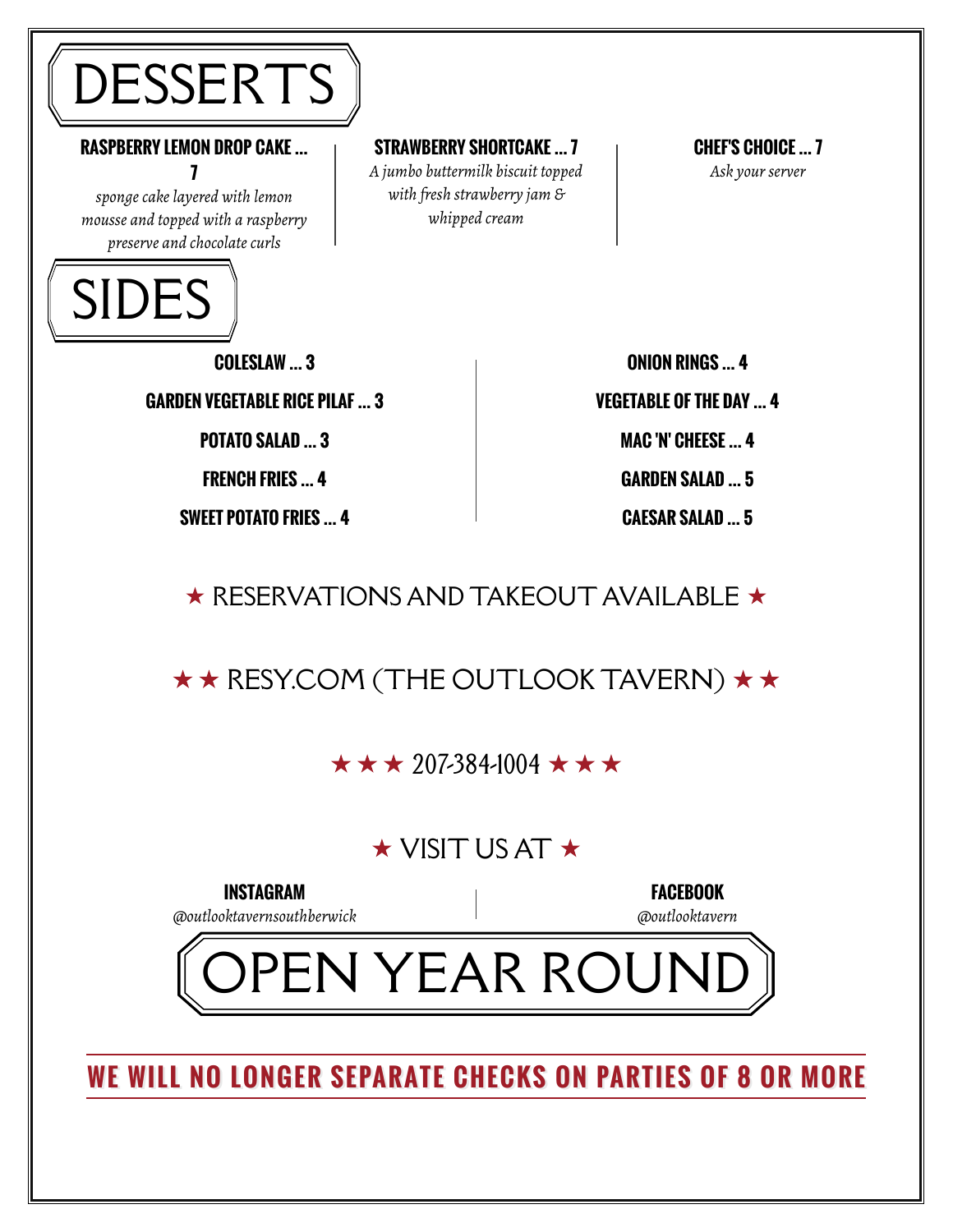# DESSERTS

**RASPBERRY LEMON DROP CAKE ... 7**
*sponge cake layered with lemon mousse and topped with a raspberry preserve and chocolate curls*

**STRAWBERRY SHORTCAKE ... 7**
*A jumbo buttermilk biscuit topped with fresh strawberry jam & whipped cream*

**CHEF'S CHOICE ... 7**
*Ask your server*

# SIDES

**COLESLAW ... 3**

**GARDEN VEGETABLE RICE PILAF ... 3**

**POTATO SALAD ... 3**

**FRENCH FRIES ... 4**

**SWEET POTATO FRIES ... 4**

**ONION RINGS ... 4**

**VEGETABLE OF THE DAY ... 4**

**MAC 'N' CHEESE ... 4**

**GARDEN SALAD ... 5**

**CAESAR SALAD ... 5**

★ RESERVATIONS AND TAKEOUT AVAILABLE ★

★★ RESY.COM (THE OUTLOOK TAVERN) ★★

★★★ 207-384-1004 ★★★

★ VISIT US AT ★

**INSTAGRAM**
*@outlooktavernsouthberwick*

**FACEBOOK**
*@outlooktavern*

# OPEN YEAR ROUND

**WE WILL NO LONGER SEPARATE CHECKS ON PARTIES OF 8 OR MORE**